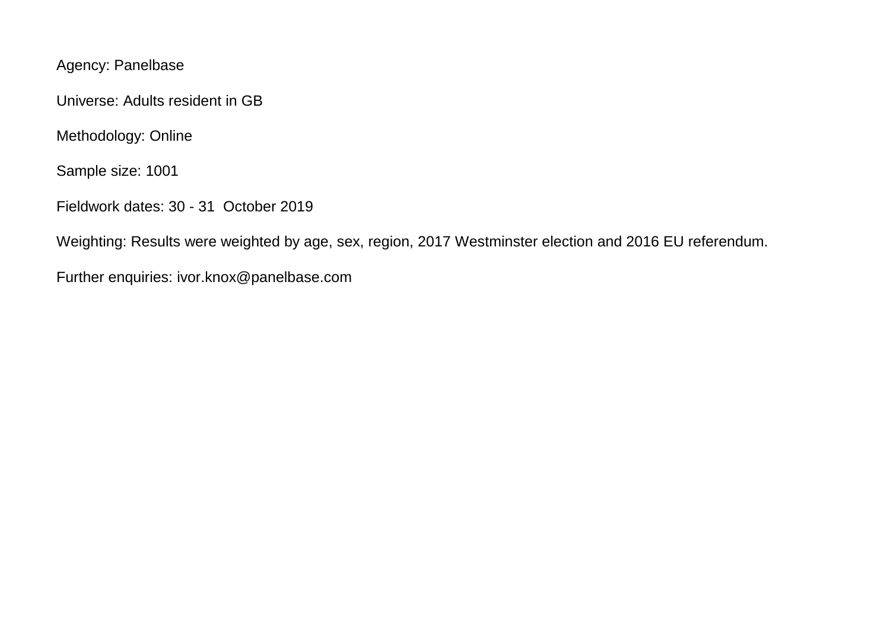Agency: Panelbase

Universe: Adults resident in GB

Methodology: Online

Sample size: 1001

Fieldwork dates: 30 - 31 October 2019

Weighting: Results were weighted by age, sex, region, 2017 Westminster election and 2016 EU referendum.

Further enquiries: ivor.knox@panelbase.com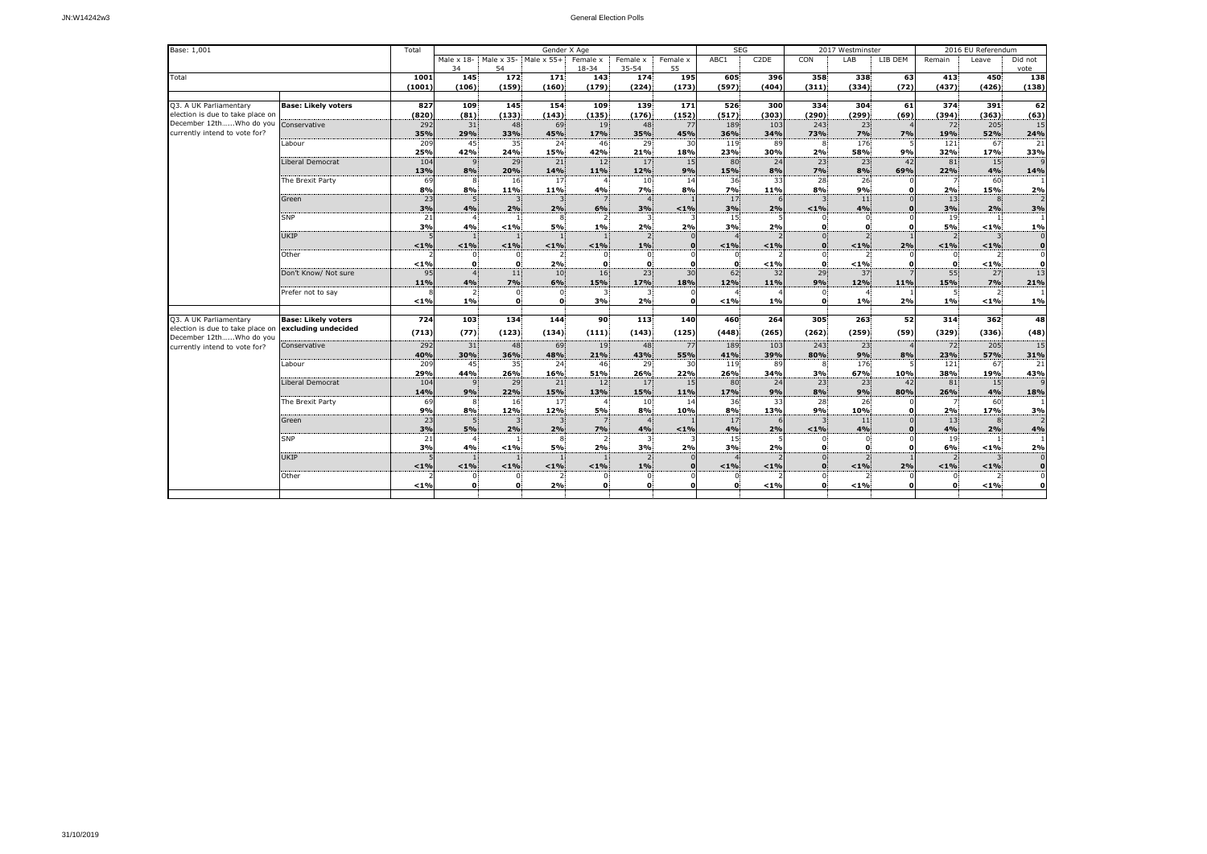# General Election Polls

| Base: 1,001 | | Total | Gender X Age | | | | | | SEG | | 2017 Westminster | | | 2016 EU Referendum | | |
|---|---|---|---|---|---|---|---|---|---|---|---|---|---|---|---|---|
| | | | Male x 18-34 | Male x 35-54 | Male x 55+ | Female x 18-34 | Female x 35-54 | Female x 55 | ABC1 | C2DE | CON | LAB | LIB DEM | Remain | Leave | Did not vote |
| Total | | 1001 | 145 | 172 | 171 | 143 | 174 | 195 | 605 | 396 | 358 | 338 | 63 | 413 | 450 | 138 |
| | | (1001) | (106) | (159) | (160) | (179) | (224) | (173) | (597) | (404) | (311) | (334) | (72) | (437) | (426) | (138) |
| Q3. A UK Parliamentary election is due to take place on December 12th......Who do you currently intend to vote for? | **Base: Likely voters** | 827 | 109 | 145 | 154 | 109 | 139 | 171 | 526 | 300 | 334 | 304 | 61 | 374 | 391 | 62 |
| | | (820) | (81) | (133) | (143) | (135) | (176) | (152) | (517) | (303) | (290) | (299) | (69) | (394) | (363) | (63) |
| | Conservative | 292 | 31 | 48 | 69 | 19 | 48 | 77 | 189 | 103 | 243 | 23 | 4 | 72 | 205 | 15 |
| | | 35% | 29% | 33% | 45% | 17% | 35% | 45% | 36% | 34% | 73% | 7% | 7% | 19% | 52% | 24% |
| | Labour | 209 | 45 | 35 | 24 | 46 | 29 | 30 | 119 | 89 | 8 | 176 | 5 | 121 | 67 | 21 |
| | | 25% | 42% | 24% | 15% | 42% | 21% | 18% | 23% | 30% | 2% | 58% | 9% | 32% | 17% | 33% |
| | Liberal Democrat | 104 | 9 | 29 | 21 | 12 | 17 | 15 | 80 | 24 | 23 | 23 | 42 | 81 | 15 | 9 |
| | | 13% | 8% | 20% | 14% | 11% | 12% | 9% | 15% | 8% | 7% | 8% | 69% | 22% | 4% | 14% |
| | The Brexit Party | 69 | 8 | 16 | 17 | 4 | 10 | 14 | 36 | 33 | 28 | 26 | 0 | 7 | 60 | 1 |
| | | 8% | 8% | 11% | 11% | 4% | 7% | 8% | 7% | 11% | 8% | 9% | 0 | 2% | 15% | 2% |
| | Green | 23 | 5 | 3 | 3 | 7 | 4 | 1 | 17 | 6 | 3 | 11 | 0 | 13 | 8 | 2 |
| | | 3% | 4% | 2% | 2% | 6% | 3% | <1% | 3% | 2% | <1% | 4% | 0 | 3% | 2% | 3% |
| | SNP | 21 | 4 | 1 | 8 | 2 | 3 | 3 | 15 | 5 | 0 | 0 | 0 | 19 | 1 | 1 |
| | | 3% | 4% | <1% | 5% | 1% | 2% | 2% | 3% | 2% | 0 | 0 | 0 | 5% | <1% | 1% |
| | UKIP | 5 | 1 | 1 | 1 | 1 | 2 | 0 | 4 | 2 | 0 | 2 | 1 | 2 | 3 | 0 |
| | | <1% | <1% | <1% | <1% | <1% | 1% | 0 | <1% | <1% | 0 | <1% | 2% | <1% | <1% | 0 |
| | Other | 2 | 0 | 0 | 2 | 0 | 0 | 0 | 0 | 2 | 0 | 2 | 0 | 0 | 2 | 0 |
| | | <1% | 0 | 0 | 2% | 0 | 0 | 0 | 0 | <1% | 0 | <1% | 0 | 0 | <1% | 0 |
| | Don't Know/ Not sure | 95 | 4 | 11 | 10 | 16 | 23 | 30 | 62 | 32 | 29 | 37 | 7 | 55 | 27 | 13 |
| | | 11% | 4% | 7% | 6% | 15% | 17% | 18% | 12% | 11% | 9% | 12% | 11% | 15% | 7% | 21% |
| | Prefer not to say | 8 | 2 | 0 | 0 | 3 | 3 | 0 | 4 | 4 | 0 | 4 | 1 | 5 | 2 | 1 |
| | | <1% | 1% | 0 | 0 | 3% | 2% | 0 | <1% | 1% | 0 | 1% | 2% | 1% | <1% | 1% |
| Q3. A UK Parliamentary election is due to take place on December 12th......Who do you currently intend to vote for? | **Base: Likely voters excluding undecided** | 724 | 103 | 134 | 144 | 90 | 113 | 140 | 460 | 264 | 305 | 263 | 52 | 314 | 362 | 48 |
| | | (713) | (77) | (123) | (134) | (111) | (143) | (125) | (448) | (265) | (262) | (259) | (59) | (329) | (336) | (48) |
| | Conservative | 292 | 31 | 48 | 69 | 19 | 48 | 77 | 189 | 103 | 243 | 23 | 4 | 72 | 205 | 15 |
| | | 40% | 30% | 36% | 48% | 21% | 43% | 55% | 41% | 39% | 80% | 9% | 8% | 23% | 57% | 31% |
| | Labour | 209 | 45 | 35 | 24 | 46 | 29 | 30 | 119 | 89 | 8 | 176 | 5 | 121 | 67 | 21 |
| | | 29% | 44% | 26% | 16% | 51% | 26% | 22% | 26% | 34% | 3% | 67% | 10% | 38% | 19% | 43% |
| | Liberal Democrat | 104 | 9 | 29 | 21 | 12 | 17 | 15 | 80 | 24 | 23 | 23 | 42 | 81 | 15 | 9 |
| | | 14% | 9% | 22% | 15% | 13% | 15% | 11% | 17% | 9% | 8% | 9% | 80% | 26% | 4% | 18% |
| | The Brexit Party | 69 | 8 | 16 | 17 | 4 | 10 | 14 | 36 | 33 | 28 | 26 | 0 | 7 | 60 | 1 |
| | | 9% | 8% | 12% | 12% | 5% | 8% | 10% | 8% | 13% | 9% | 10% | 0 | 2% | 17% | 3% |
| | Green | 23 | 5 | 3 | 3 | 7 | 4 | 1 | 17 | 6 | 3 | 11 | 0 | 13 | 8 | 2 |
| | | 3% | 5% | 2% | 2% | 7% | 4% | <1% | 4% | 2% | <1% | 4% | 0 | 4% | 2% | 4% |
| | SNP | 21 | 4 | 1 | 8 | 2 | 3 | 3 | 15 | 5 | 0 | 0 | 0 | 19 | 1 | 1 |
| | | 3% | 4% | <1% | 5% | 2% | 3% | 2% | 3% | 2% | 0 | 0 | 0 | 6% | <1% | 2% |
| | UKIP | 5 | 1 | 1 | 1 | 1 | 2 | 0 | 4 | 2 | 0 | 2 | 1 | 2 | 3 | 0 |
| | | <1% | <1% | <1% | <1% | <1% | 1% | 0 | <1% | <1% | 0 | <1% | 2% | <1% | <1% | 0 |
| | Other | 2 | 0 | 0 | 2 | 0 | 0 | 0 | 0 | 2 | 0 | 2 | 0 | 0 | 2 | 0 |
| | | <1% | 0 | 0 | 2% | 0 | 0 | 0 | 0 | <1% | 0 | <1% | 0 | 0 | <1% | 0 |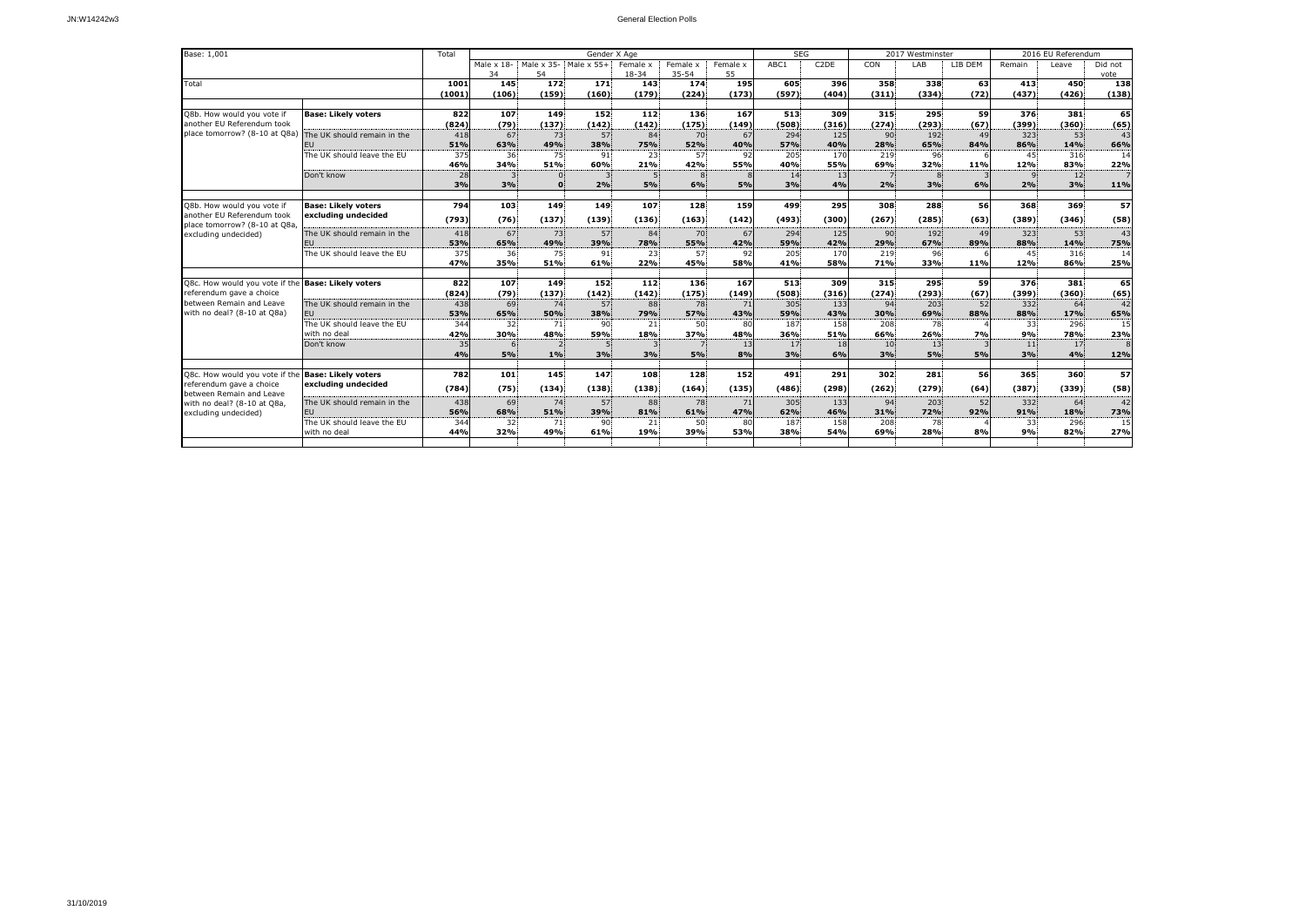General Election Polls

| Base: 1,001 | | Total | Male x 18-34 | Male x 35-54 | Male x 55+ | Female x 18-34 | Female x 35-54 | Female x 55 | ABC1 | C2DE | CON | LAB | LIB DEM | Remain | Leave | Did not vote |
|---|---|---|---|---|---|---|---|---|---|---|---|---|---|---|---|---|
| | | | Gender X Age | | | | | | SEG | | 2017 Westminster | | | 2016 EU Referendum | | |
| Total | | **1001** | **145** | **172** | **171** | **143** | **174** | **195** | **605** | **396** | **358** | **338** | **63** | **413** | **450** | **138** |
| | | **(1001)** | **(106)** | **(159)** | **(160)** | **(179)** | **(224)** | **(173)** | **(597)** | **(404)** | **(311)** | **(334)** | **(72)** | **(437)** | **(426)** | **(138)** |
| Q8b. How would you vote if another EU Referendum took place tomorrow? (8-10 at Q8a) | **Base: Likely voters** | **822** | **107** | **149** | **152** | **112** | **136** | **167** | **513** | **309** | **315** | **295** | **59** | **376** | **381** | **65** |
| | | **(824)** | **(79)** | **(137)** | **(142)** | **(142)** | **(175)** | **(149)** | **(508)** | **(316)** | **(274)** | **(293)** | **(67)** | **(399)** | **(360)** | **(65)** |
| | The UK should remain in the EU | 418 | 67 | 73 | 57 | 84 | 70 | 67 | 294 | 125 | 90 | 192 | 49 | 323 | 53 | 43 |
| | | **51%** | **63%** | **49%** | **38%** | **75%** | **52%** | **40%** | **57%** | **40%** | **28%** | **65%** | **84%** | **86%** | **14%** | **66%** |
| | The UK should leave the EU | 375 | 36 | 75 | 91 | 23 | 57 | 92 | 205 | 170 | 219 | 96 | 6 | 45 | 316 | 14 |
| | | **46%** | **34%** | **51%** | **60%** | **21%** | **42%** | **55%** | **40%** | **55%** | **69%** | **32%** | **11%** | **12%** | **83%** | **22%** |
| | Don't know | 28 | 3 | 0 | 3 | 5 | 8 | 8 | 14 | 13 | 7 | 8 | 3 | 9 | 12 | 7 |
| | | **3%** | **3%** | **0** | **2%** | **5%** | **6%** | **5%** | **3%** | **4%** | **2%** | **3%** | **6%** | **2%** | **3%** | **11%** |
| Q8b. How would you vote if another EU Referendum took place tomorrow? (8-10 at Q8a, excluding undecided) | **Base: Likely voters excluding undecided** | **794** | **103** | **149** | **149** | **107** | **128** | **159** | **499** | **295** | **308** | **288** | **56** | **368** | **369** | **57** |
| | | **(793)** | **(76)** | **(137)** | **(139)** | **(136)** | **(163)** | **(142)** | **(493)** | **(300)** | **(267)** | **(285)** | **(63)** | **(389)** | **(346)** | **(58)** |
| | The UK should remain in the EU | 418 | 67 | 73 | 57 | 84 | 70 | 67 | 294 | 125 | 90 | 192 | 49 | 323 | 53 | 43 |
| | | **53%** | **65%** | **49%** | **39%** | **78%** | **55%** | **42%** | **59%** | **42%** | **29%** | **67%** | **89%** | **88%** | **14%** | **75%** |
| | The UK should leave the EU | 375 | 36 | 75 | 91 | 23 | 57 | 92 | 205 | 170 | 219 | 96 | 6 | 45 | 316 | 14 |
| | | **47%** | **35%** | **51%** | **61%** | **22%** | **45%** | **58%** | **41%** | **58%** | **71%** | **33%** | **11%** | **12%** | **86%** | **25%** |
| Q8c. How would you vote if the referendum gave a choice between Remain and Leave with no deal? (8-10 at Q8a) | **Base: Likely voters** | **822** | **107** | **149** | **152** | **112** | **136** | **167** | **513** | **309** | **315** | **295** | **59** | **376** | **381** | **65** |
| | | **(824)** | **(79)** | **(137)** | **(142)** | **(142)** | **(175)** | **(149)** | **(508)** | **(316)** | **(274)** | **(293)** | **(67)** | **(399)** | **(360)** | **(65)** |
| | The UK should remain in the EU | 438 | 69 | 74 | 57 | 88 | 78 | 71 | 305 | 133 | 94 | 203 | 52 | 332 | 64 | 42 |
| | | **53%** | **65%** | **50%** | **38%** | **79%** | **57%** | **43%** | **59%** | **43%** | **30%** | **69%** | **88%** | **88%** | **17%** | **65%** |
| | The UK should leave the EU with no deal | 344 | 32 | 71 | 90 | 21 | 50 | 80 | 187 | 158 | 208 | 78 | 4 | 33 | 296 | 15 |
| | | **42%** | **30%** | **48%** | **59%** | **18%** | **37%** | **48%** | **36%** | **51%** | **66%** | **26%** | **7%** | **9%** | **78%** | **23%** |
| | Don't know | 35 | 6 | 2 | 5 | 3 | 7 | 13 | 17 | 18 | 10 | 13 | 3 | 11 | 17 | 8 |
| | | **4%** | **5%** | **1%** | **3%** | **3%** | **5%** | **8%** | **3%** | **6%** | **3%** | **5%** | **5%** | **3%** | **4%** | **12%** |
| Q8c. How would you vote if the referendum gave a choice between Remain and Leave with no deal? (8-10 at Q8a, excluding undecided) | **Base: Likely voters excluding undecided** | **782** | **101** | **145** | **147** | **108** | **128** | **152** | **491** | **291** | **302** | **281** | **56** | **365** | **360** | **57** |
| | | **(784)** | **(75)** | **(134)** | **(138)** | **(138)** | **(164)** | **(135)** | **(486)** | **(298)** | **(262)** | **(279)** | **(64)** | **(387)** | **(339)** | **(58)** |
| | The UK should remain in the EU | 438 | 69 | 74 | 57 | 88 | 78 | 71 | 305 | 133 | 94 | 203 | 52 | 332 | 64 | 42 |
| | | **56%** | **68%** | **51%** | **39%** | **81%** | **61%** | **47%** | **62%** | **46%** | **31%** | **72%** | **92%** | **91%** | **18%** | **73%** |
| | The UK should leave the EU with no deal | 344 | 32 | 71 | 90 | 21 | 50 | 80 | 187 | 158 | 208 | 78 | 4 | 33 | 296 | 15 |
| | | **44%** | **32%** | **49%** | **61%** | **19%** | **39%** | **53%** | **38%** | **54%** | **69%** | **28%** | **8%** | **9%** | **82%** | **27%** |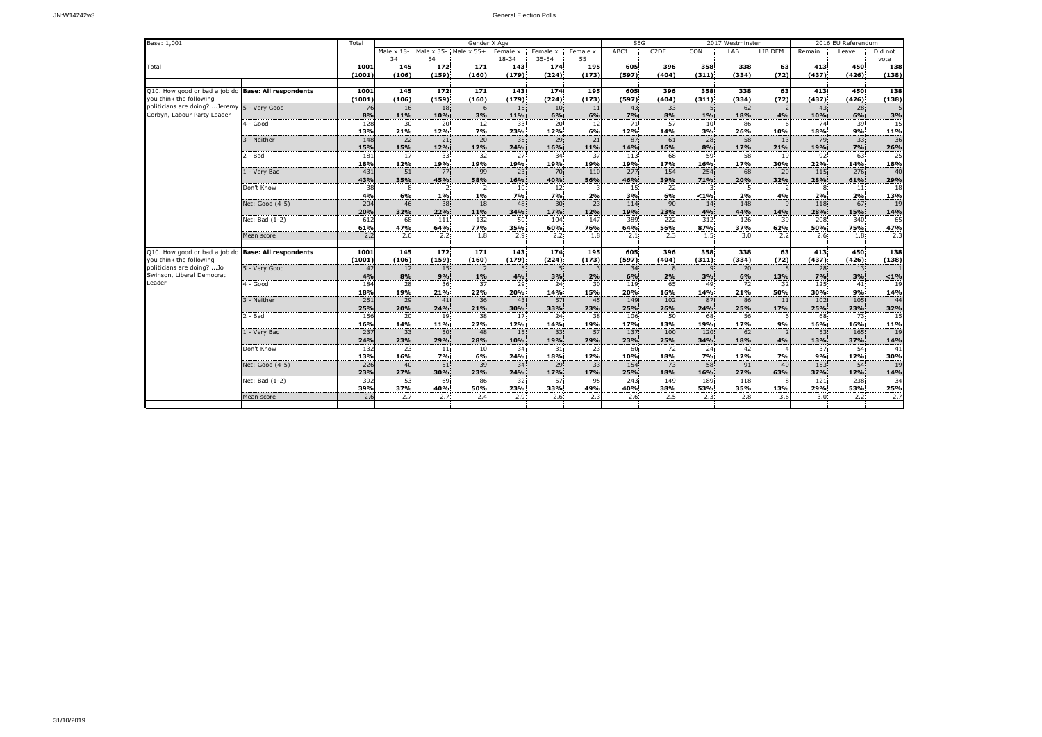| Base: 1,001 | | Total | Gender X Age | | | | | | SEG | | 2017 Westminster | | | 2016 EU Referendum | | |
|---|---|---|---|---|---|---|---|---|---|---|---|---|---|---|---|---|
| | | | Male x 18-34 | Male x 35-54 | Male x 55+ | Female x 18-34 | Female x 35-54 | Female x 55 | ABC1 | C2DE | CON | LAB | LIB DEM | Remain | Leave | Did not vote |
| Total | | **1001** | **145** | **172** | **171** | **143** | **174** | **195** | **605** | **396** | **358** | **338** | **63** | **413** | **450** | **138** |
| | | **(1001)** | **(106)** | **(159)** | **(160)** | **(179)** | **(224)** | **(173)** | **(597)** | **(404)** | **(311)** | **(334)** | **(72)** | **(437)** | **(426)** | **(138)** |
| Q10. How good or bad a job do you think the following politicians are doing? ...Jeremy Corbyn, Labour Party Leader | **Base: All respondents** | **1001** | **145** | **172** | **171** | **143** | **174** | **195** | **605** | **396** | **358** | **338** | **63** | **413** | **450** | **138** |
| | | **(1001)** | **(106)** | **(159)** | **(160)** | **(179)** | **(224)** | **(173)** | **(597)** | **(404)** | **(311)** | **(334)** | **(72)** | **(437)** | **(426)** | **(138)** |
| | 5 - Very Good | 76 | 16 | 18 | 6 | 15 | 10 | 11 | 43 | 33 | 5 | 62 | 2 | 43 | 28 | 5 |
| | | **8%** | **11%** | **10%** | **3%** | **11%** | **6%** | **6%** | **7%** | **8%** | **1%** | **18%** | **4%** | **10%** | **6%** | **3%** |
| | 4 - Good | 128 | 30 | 20 | 12 | 33 | 20 | 12 | 71 | 57 | 10 | 86 | 6 | 74 | 39 | 15 |
| | | **13%** | **21%** | **12%** | **7%** | **23%** | **12%** | **6%** | **12%** | **14%** | **3%** | **26%** | **10%** | **18%** | **9%** | **11%** |
| | 3 - Neither | 148 | 22 | 21 | 20 | 35 | 29 | 21 | 87 | 61 | 28 | 58 | 13 | 79 | 33 | 36 |
| | | **15%** | **15%** | **12%** | **12%** | **24%** | **16%** | **11%** | **14%** | **16%** | **8%** | **17%** | **21%** | **19%** | **7%** | **26%** |
| | 2 - Bad | 181 | 17 | 33 | 32 | 27 | 34 | 37 | 113 | 68 | 59 | 58 | 19 | 92 | 63 | 25 |
| | | **18%** | **12%** | **19%** | **19%** | **19%** | **19%** | **19%** | **19%** | **17%** | **16%** | **17%** | **30%** | **22%** | **14%** | **18%** |
| | 1 - Very Bad | 431 | 51 | 77 | 99 | 23 | 70 | 110 | 277 | 154 | 254 | 68 | 20 | 115 | 276 | 40 |
| | | **43%** | **35%** | **45%** | **58%** | **16%** | **40%** | **56%** | **46%** | **39%** | **71%** | **20%** | **32%** | **28%** | **61%** | **29%** |
| | Don't Know | 38 | 8 | 2 | 2 | 10 | 12 | 3 | 15 | 22 | 3 | 5 | 2 | 8 | 11 | 18 |
| | | **4%** | **6%** | **1%** | **1%** | **7%** | **7%** | **2%** | **3%** | **6%** | **<1%** | **2%** | **4%** | **2%** | **2%** | **13%** |
| | Net: Good (4-5) | 204 | 46 | 38 | 18 | 48 | 30 | 23 | 114 | 90 | 14 | 148 | 9 | 118 | 67 | 19 |
| | | **20%** | **32%** | **22%** | **11%** | **34%** | **17%** | **12%** | **19%** | **23%** | **4%** | **44%** | **14%** | **28%** | **15%** | **14%** |
| | Net: Bad (1-2) | 612 | 68 | 111 | 132 | 50 | 104 | 147 | 389 | 222 | 312 | 126 | 39 | 208 | 340 | 65 |
| | | **61%** | **47%** | **64%** | **77%** | **35%** | **60%** | **76%** | **64%** | **56%** | **87%** | **37%** | **62%** | **50%** | **75%** | **47%** |
| | Mean score | 2.2 | 2.6 | 2.2 | 1.8 | 2.9 | 2.2 | 1.8 | 2.1 | 2.3 | 1.5 | 3.0 | 2.2 | 2.6 | 1.8 | 2.3 |
| Q10. How good or bad a job do you think the following politicians are doing? ...Jo Swinson, Liberal Democrat Leader | **Base: All respondents** | **1001** | **145** | **172** | **171** | **143** | **174** | **195** | **605** | **396** | **358** | **338** | **63** | **413** | **450** | **138** |
| | | **(1001)** | **(106)** | **(159)** | **(160)** | **(179)** | **(224)** | **(173)** | **(597)** | **(404)** | **(311)** | **(334)** | **(72)** | **(437)** | **(426)** | **(138)** |
| | 5 - Very Good | 42 | 12 | 15 | 2 | 5 | 5 | 3 | 34 | 8 | 9 | 20 | 8 | 28 | 13 | 1 |
| | | **4%** | **8%** | **9%** | **1%** | **4%** | **3%** | **2%** | **6%** | **2%** | **3%** | **6%** | **13%** | **7%** | **3%** | **<1%** |
| | 4 - Good | 184 | 28 | 36 | 37 | 29 | 24 | 30 | 119 | 65 | 49 | 72 | 32 | 125 | 41 | 19 |
| | | **18%** | **19%** | **21%** | **22%** | **20%** | **14%** | **15%** | **20%** | **16%** | **14%** | **21%** | **50%** | **30%** | **9%** | **14%** |
| | 3 - Neither | 251 | 29 | 41 | 36 | 43 | 57 | 45 | 149 | 102 | 87 | 86 | 11 | 102 | 105 | 44 |
| | | **25%** | **20%** | **24%** | **21%** | **30%** | **33%** | **23%** | **25%** | **26%** | **24%** | **25%** | **17%** | **25%** | **23%** | **32%** |
| | 2 - Bad | 156 | 20 | 19 | 38 | 17 | 24 | 38 | 106 | 50 | 68 | 56 | 6 | 68 | 73 | 15 |
| | | **16%** | **14%** | **11%** | **22%** | **12%** | **14%** | **19%** | **17%** | **13%** | **19%** | **17%** | **9%** | **16%** | **16%** | **11%** |
| | 1 - Very Bad | 237 | 33 | 50 | 48 | 15 | 33 | 57 | 137 | 100 | 120 | 62 | 2 | 53 | 165 | 19 |
| | | **24%** | **23%** | **29%** | **28%** | **10%** | **19%** | **29%** | **23%** | **25%** | **34%** | **18%** | **4%** | **13%** | **37%** | **14%** |
| | Don't Know | 132 | 23 | 11 | 10 | 34 | 31 | 23 | 60 | 72 | 24 | 42 | 4 | 37 | 54 | 41 |
| | | **13%** | **16%** | **7%** | **6%** | **24%** | **18%** | **12%** | **10%** | **18%** | **7%** | **12%** | **7%** | **9%** | **12%** | **30%** |
| | Net: Good (4-5) | 226 | 40 | 51 | 39 | 34 | 29 | 33 | 154 | 73 | 58 | 91 | 40 | 153 | 54 | 19 |
| | | **23%** | **27%** | **30%** | **23%** | **24%** | **17%** | **17%** | **25%** | **18%** | **16%** | **27%** | **63%** | **37%** | **12%** | **14%** |
| | Net: Bad (1-2) | 392 | 53 | 69 | 86 | 32 | 57 | 95 | 243 | 149 | 189 | 118 | 8 | 121 | 238 | 34 |
| | | **39%** | **37%** | **40%** | **50%** | **23%** | **33%** | **49%** | **40%** | **38%** | **53%** | **35%** | **13%** | **29%** | **53%** | **25%** |
| | Mean score | 2.6 | 2.7 | 2.7 | 2.4 | 2.9 | 2.6 | 2.3 | 2.6 | 2.5 | 2.3 | 2.8 | 3.6 | 3.0 | 2.2 | 2.7 |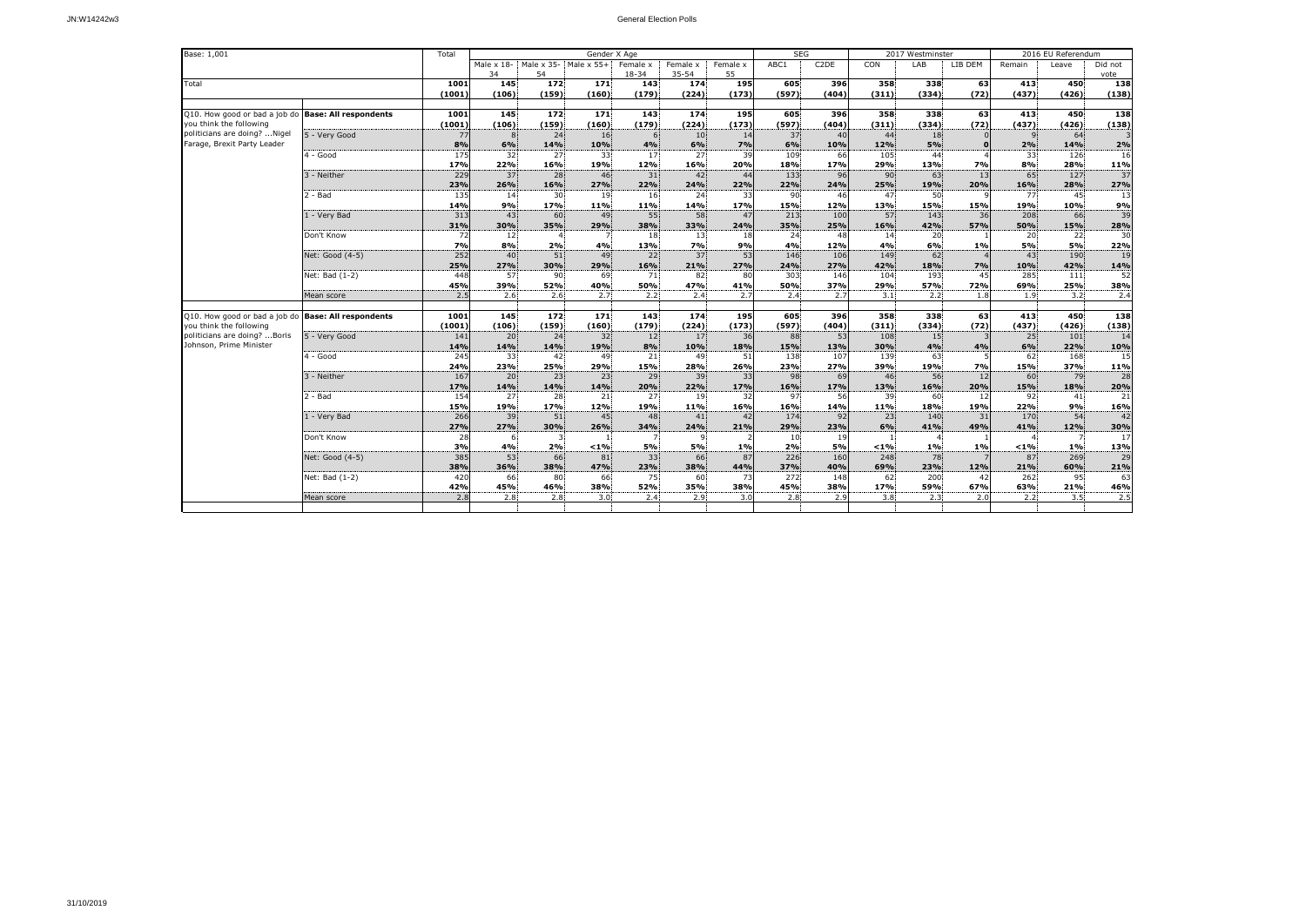# General Election Polls

| Base: 1,001 | | Total | Gender X Age | | | | | | SEG | | 2017 Westminster | | | 2016 EU Referendum | | |
|---|---|---|---|---|---|---|---|---|---|---|---|---|---|---|---|---|
| | | | Male x 18-34 | Male x 35-54 | Male x 55+ | Female x 18-34 | Female x 35-54 | Female x 55 | ABC1 | C2DE | CON | LAB | LIB DEM | Remain | Leave | Did not vote |
| Total | | 1001 | 145 | 172 | 171 | 143 | 174 | 195 | 605 | 396 | 358 | 338 | 63 | 413 | 450 | 138 |
| | | (1001) | (106) | (159) | (160) | (179) | (224) | (173) | (597) | (404) | (311) | (334) | (72) | (437) | (426) | (138) |
| Q10. How good or bad a job do you think the following politicians are doing? ...Nigel Farage, Brexit Party Leader | **Base: All respondents** | 1001 | 145 | 172 | 171 | 143 | 174 | 195 | 605 | 396 | 358 | 338 | 63 | 413 | 450 | 138 |
| | | (1001) | (106) | (159) | (160) | (179) | (224) | (173) | (597) | (404) | (311) | (334) | (72) | (437) | (426) | (138) |
| | 5 - Very Good | 77 | 8 | 24 | 16 | 6 | 10 | 14 | 37 | 40 | 44 | 18 | 0 | 9 | 64 | 3 |
| | | 8% | 6% | 14% | 10% | 4% | 6% | 7% | 6% | 10% | 12% | 5% | 0 | 2% | 14% | 2% |
| | 4 - Good | 175 | 32 | 27 | 33 | 17 | 27 | 39 | 109 | 66 | 105 | 44 | 4 | 33 | 126 | 16 |
| | | 17% | 22% | 16% | 19% | 12% | 16% | 20% | 18% | 17% | 29% | 13% | 7% | 8% | 28% | 11% |
| | 3 - Neither | 229 | 37 | 28 | 46 | 31 | 42 | 44 | 133 | 96 | 90 | 63 | 13 | 65 | 127 | 37 |
| | | 23% | 26% | 16% | 27% | 22% | 24% | 22% | 22% | 24% | 25% | 19% | 20% | 16% | 28% | 27% |
| | 2 - Bad | 135 | 14 | 30 | 19 | 16 | 24 | 33 | 90 | 46 | 47 | 50 | 9 | 77 | 45 | 13 |
| | | 14% | 9% | 17% | 11% | 11% | 14% | 17% | 15% | 12% | 13% | 15% | 15% | 19% | 10% | 9% |
| | 1 - Very Bad | 313 | 43 | 60 | 49 | 55 | 58 | 47 | 213 | 100 | 57 | 143 | 36 | 208 | 66 | 39 |
| | | 31% | 30% | 35% | 29% | 38% | 33% | 24% | 35% | 25% | 16% | 42% | 57% | 50% | 15% | 28% |
| | Don't Know | 72 | 12 | 4 | 7 | 18 | 13 | 18 | 24 | 48 | 14 | 20 | 1 | 20 | 22 | 30 |
| | | 7% | 8% | 2% | 4% | 13% | 7% | 9% | 4% | 12% | 4% | 6% | 1% | 5% | 5% | 22% |
| | Net: Good (4-5) | 252 | 40 | 51 | 49 | 22 | 37 | 53 | 146 | 106 | 149 | 62 | 4 | 43 | 190 | 19 |
| | | 25% | 27% | 30% | 29% | 16% | 21% | 27% | 24% | 27% | 42% | 18% | 7% | 10% | 42% | 14% |
| | Net: Bad (1-2) | 448 | 57 | 90 | 69 | 71 | 82 | 80 | 303 | 146 | 104 | 193 | 45 | 285 | 111 | 52 |
| | | 45% | 39% | 52% | 40% | 50% | 47% | 41% | 50% | 37% | 29% | 57% | 72% | 69% | 25% | 38% |
| | Mean score | 2.5 | 2.6 | 2.6 | 2.7 | 2.2 | 2.4 | 2.7 | 2.4 | 2.7 | 3.1 | 2.2 | 1.8 | 1.9 | 3.2 | 2.4 |
| Q10. How good or bad a job do you think the following politicians are doing? ...Boris Johnson, Prime Minister | **Base: All respondents** | 1001 | 145 | 172 | 171 | 143 | 174 | 195 | 605 | 396 | 358 | 338 | 63 | 413 | 450 | 138 |
| | | (1001) | (106) | (159) | (160) | (179) | (224) | (173) | (597) | (404) | (311) | (334) | (72) | (437) | (426) | (138) |
| | 5 - Very Good | 141 | 20 | 24 | 32 | 12 | 17 | 36 | 88 | 53 | 108 | 15 | 3 | 25 | 101 | 14 |
| | | 14% | 14% | 14% | 19% | 8% | 10% | 18% | 15% | 13% | 30% | 4% | 4% | 6% | 22% | 10% |
| | 4 - Good | 245 | 33 | 42 | 49 | 21 | 49 | 51 | 138 | 107 | 139 | 63 | 5 | 62 | 168 | 15 |
| | | 24% | 23% | 25% | 29% | 15% | 28% | 26% | 23% | 27% | 39% | 19% | 7% | 15% | 37% | 11% |
| | 3 - Neither | 167 | 20 | 23 | 23 | 29 | 39 | 33 | 98 | 69 | 46 | 56 | 12 | 60 | 79 | 28 |
| | | 17% | 14% | 14% | 14% | 20% | 22% | 17% | 16% | 17% | 13% | 16% | 20% | 15% | 18% | 20% |
| | 2 - Bad | 154 | 27 | 28 | 21 | 27 | 19 | 32 | 97 | 56 | 39 | 60 | 12 | 92 | 41 | 21 |
| | | 15% | 19% | 17% | 12% | 19% | 11% | 16% | 16% | 14% | 11% | 18% | 19% | 22% | 9% | 16% |
| | 1 - Very Bad | 266 | 39 | 51 | 45 | 48 | 41 | 42 | 174 | 92 | 23 | 140 | 31 | 170 | 54 | 42 |
| | | 27% | 27% | 30% | 26% | 34% | 24% | 21% | 29% | 23% | 6% | 41% | 49% | 41% | 12% | 30% |
| | Don't Know | 28 | 6 | 3 | 1 | 7 | 9 | 2 | 10 | 19 | 1 | 4 | 1 | 4 | 7 | 17 |
| | | 3% | 4% | 2% | <1% | 5% | 5% | 1% | 2% | 5% | <1% | 1% | 1% | <1% | 1% | 13% |
| | Net: Good (4-5) | 385 | 53 | 66 | 81 | 33 | 66 | 87 | 226 | 160 | 248 | 78 | 7 | 87 | 269 | 29 |
| | | 38% | 36% | 38% | 47% | 23% | 38% | 44% | 37% | 40% | 69% | 23% | 12% | 21% | 60% | 21% |
| | Net: Bad (1-2) | 420 | 66 | 80 | 66 | 75 | 60 | 73 | 272 | 148 | 62 | 200 | 42 | 262 | 95 | 63 |
| | | 42% | 45% | 46% | 38% | 52% | 35% | 38% | 45% | 38% | 17% | 59% | 67% | 63% | 21% | 46% |
| | Mean score | 2.8 | 2.8 | 2.8 | 3.0 | 2.4 | 2.9 | 3.0 | 2.8 | 2.9 | 3.8 | 2.3 | 2.0 | 2.2 | 3.5 | 2.5 |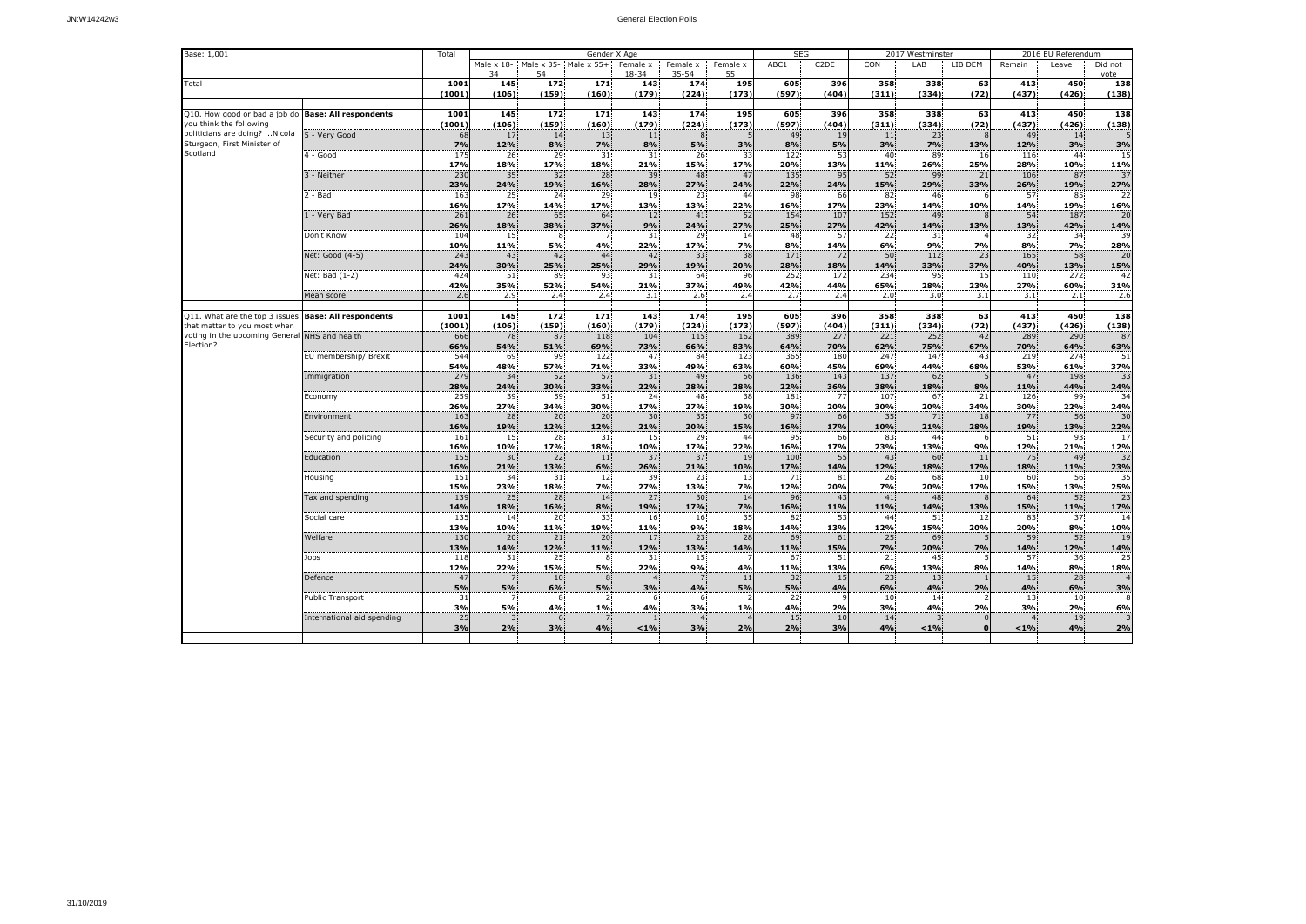General Election Polls

| Base: 1,001 | | Total | Gender X Age | | | | | | SEG | | 2017 Westminster | | | 2016 EU Referendum | | |
|---|---|---|---|---|---|---|---|---|---|---|---|---|---|---|---|---|
| | | | Male x 18-34 | Male x 35-54 | Male x 55+ | Female x 18-34 | Female x 35-54 | Female x 55 | ABC1 | C2DE | CON | LAB | LIB DEM | Remain | Leave | Did not vote |
| Total | | 1001 | 145 | 172 | 171 | 143 | 174 | 195 | 605 | 396 | 358 | 338 | 63 | 413 | 450 | 138 |
| | | (1001) | (106) | (159) | (160) | (179) | (224) | (173) | (597) | (404) | (311) | (334) | (72) | (437) | (426) | (138) |
| Q10. How good or bad a job do you think the following politicians are doing? ...Nicola Sturgeon, First Minister of Scotland | Base: All respondents | 1001 | 145 | 172 | 171 | 143 | 174 | 195 | 605 | 396 | 358 | 338 | 63 | 413 | 450 | 138 |
| | | (1001) | (106) | (159) | (160) | (179) | (224) | (173) | (597) | (404) | (311) | (334) | (72) | (437) | (426) | (138) |
| | 5 - Very Good | 68 | 17 | 14 | 13 | 11 | 8 | 5 | 49 | 19 | 11 | 23 | 8 | 49 | 14 | 5 |
| | | 7% | 12% | 8% | 7% | 8% | 5% | 3% | 8% | 5% | 3% | 7% | 13% | 12% | 3% | 3% |
| | 4 - Good | 175 | 26 | 29 | 31 | 31 | 26 | 33 | 122 | 53 | 40 | 89 | 16 | 116 | 44 | 15 |
| | | 17% | 18% | 17% | 18% | 21% | 15% | 17% | 20% | 13% | 11% | 26% | 25% | 28% | 10% | 11% |
| | 3 - Neither | 230 | 35 | 32 | 28 | 39 | 48 | 47 | 135 | 95 | 52 | 99 | 21 | 106 | 87 | 37 |
| | | 23% | 24% | 19% | 16% | 28% | 27% | 24% | 22% | 24% | 15% | 29% | 33% | 26% | 19% | 27% |
| | 2 - Bad | 163 | 23 | 24 | 29 | 19 | 23 | 44 | 98 | 66 | 82 | 46 | 6 | 57 | 85 | 22 |
| | | 16% | 16% | 14% | 17% | 13% | 13% | 22% | 16% | 17% | 23% | 14% | 10% | 14% | 19% | 16% |
| | 1 - Very Bad | 261 | 26 | 65 | 64 | 12 | 41 | 52 | 154 | 107 | 152 | 49 | 8 | 54 | 187 | 20 |
| | | 26% | 18% | 38% | 37% | 9% | 24% | 27% | 25% | 27% | 42% | 14% | 13% | 13% | 42% | 14% |
| | Don't Know | 104 | 15 | 8 | 7 | 31 | 29 | 14 | 48 | 57 | 22 | 31 | 4 | 32 | 34 | 39 |
| | | 10% | 11% | 5% | 4% | 22% | 17% | 7% | 8% | 14% | 6% | 9% | 7% | 8% | 7% | 28% |
| | Net: Good (4-5) | 243 | 43 | 42 | 44 | 42 | 33 | 38 | 171 | 72 | 50 | 112 | 23 | 165 | 58 | 20 |
| | | 24% | 30% | 25% | 25% | 29% | 19% | 20% | 28% | 18% | 14% | 33% | 37% | 40% | 13% | 15% |
| | Net: Bad (1-2) | 424 | 51 | 89 | 93 | 31 | 64 | 96 | 252 | 172 | 234 | 95 | 15 | 110 | 272 | 42 |
| | | 42% | 35% | 52% | 54% | 21% | 37% | 49% | 42% | 44% | 65% | 28% | 23% | 27% | 60% | 31% |
| | Mean score | 2.6 | 2.9 | 2.4 | 2.4 | 3.1 | 2.6 | 2.4 | 2.7 | 2.4 | 2.0 | 3.0 | 3.1 | 3.1 | 2.1 | 2.6 |
| Q11. What are the top 3 issues that matter to you most when voting in the upcoming General Election? | Base: All respondents | 1001 | 145 | 172 | 171 | 143 | 174 | 195 | 605 | 396 | 358 | 338 | 63 | 413 | 450 | 138 |
| | | (1001) | (106) | (159) | (160) | (179) | (224) | (173) | (597) | (404) | (311) | (334) | (72) | (437) | (426) | (138) |
| | NHS and health | 666 | 78 | 87 | 118 | 104 | 115 | 162 | 389 | 277 | 221 | 252 | 42 | 289 | 290 | 87 |
| | | 66% | 54% | 51% | 69% | 73% | 66% | 83% | 64% | 70% | 62% | 75% | 67% | 70% | 64% | 63% |
| | EU membership/ Brexit | 544 | 69 | 99 | 122 | 47 | 84 | 123 | 365 | 180 | 247 | 147 | 43 | 219 | 274 | 51 |
| | | 54% | 48% | 57% | 71% | 33% | 49% | 63% | 60% | 45% | 69% | 44% | 68% | 53% | 61% | 37% |
| | Immigration | 279 | 35 | 52 | 57 | 31 | 49 | 55 | 136 | 143 | 136 | 62 | 5 | 47 | 198 | 33 |
| | | 28% | 24% | 30% | 33% | 22% | 28% | 28% | 22% | 36% | 38% | 18% | 8% | 11% | 44% | 24% |
| | Economy | 259 | 39 | 59 | 51 | 24 | 48 | 38 | 181 | 77 | 107 | 67 | 21 | 126 | 99 | 34 |
| | | 26% | 27% | 34% | 30% | 17% | 27% | 19% | 30% | 20% | 30% | 20% | 34% | 30% | 22% | 24% |
| | Environment | 163 | 28 | 20 | 20 | 30 | 35 | 30 | 97 | 66 | 35 | 71 | 18 | 77 | 56 | 30 |
| | | 16% | 19% | 12% | 12% | 21% | 20% | 15% | 16% | 17% | 10% | 21% | 28% | 19% | 13% | 22% |
| | Security and policing | 161 | 15 | 28 | 31 | 15 | 29 | 44 | 95 | 66 | 83 | 44 | 6 | 51 | 93 | 17 |
| | | 16% | 10% | 17% | 18% | 10% | 17% | 22% | 16% | 17% | 23% | 13% | 9% | 12% | 21% | 12% |
| | Education | 155 | 30 | 22 | 11 | 37 | 37 | 19 | 100 | 55 | 43 | 60 | 11 | 75 | 49 | 32 |
| | | 16% | 21% | 13% | 6% | 26% | 21% | 10% | 17% | 14% | 12% | 18% | 17% | 18% | 11% | 23% |
| | Housing | 151 | 34 | 31 | 12 | 39 | 23 | 13 | 71 | 81 | 26 | 68 | 10 | 60 | 56 | 35 |
| | | 15% | 23% | 18% | 7% | 27% | 13% | 7% | 12% | 20% | 7% | 20% | 17% | 15% | 13% | 25% |
| | Tax and spending | 139 | 25 | 28 | 14 | 27 | 30 | 14 | 96 | 43 | 41 | 48 | 8 | 64 | 52 | 23 |
| | | 14% | 18% | 16% | 8% | 19% | 17% | 7% | 16% | 11% | 11% | 14% | 13% | 15% | 11% | 17% |
| | Social care | 135 | 14 | 20 | 33 | 16 | 16 | 35 | 82 | 53 | 44 | 51 | 12 | 83 | 37 | 14 |
| | | 13% | 10% | 11% | 19% | 11% | 9% | 18% | 14% | 13% | 12% | 15% | 20% | 20% | 8% | 10% |
| | Welfare | 130 | 20 | 21 | 20 | 17 | 23 | 28 | 69 | 61 | 25 | 69 | 5 | 59 | 52 | 19 |
| | | 13% | 14% | 12% | 11% | 12% | 13% | 14% | 11% | 15% | 7% | 20% | 7% | 14% | 12% | 14% |
| | Jobs | 118 | 31 | 25 | 8 | 31 | 15 | 7 | 67 | 51 | 21 | 45 | 5 | 57 | 36 | 25 |
| | | 12% | 22% | 15% | 5% | 22% | 9% | 4% | 11% | 13% | 6% | 13% | 8% | 14% | 8% | 18% |
| | Defence | 47 | 7 | 10 | 8 | 4 | 7 | 11 | 32 | 15 | 23 | 13 | 1 | 15 | 28 | 4 |
| | | 5% | 5% | 6% | 5% | 3% | 4% | 5% | 5% | 4% | 6% | 4% | 2% | 4% | 6% | 3% |
| | Public Transport | 31 | 7 | 8 | 2 | 6 | 6 | 2 | 22 | 9 | 10 | 14 | 2 | 13 | 10 | 8 |
| | | 3% | 5% | 4% | 1% | 4% | 3% | 1% | 4% | 2% | 3% | 4% | 2% | 3% | 2% | 6% |
| | International aid spending | 25 | 3 | 6 | 7 | 1 | 4 | 4 | 15 | 10 | 14 | 3 | 0 | 4 | 19 | 3 |
| | | 3% | 2% | 3% | 4% | <1% | 3% | 2% | 2% | 3% | 4% | <1% | 0 | <1% | 4% | 2% |